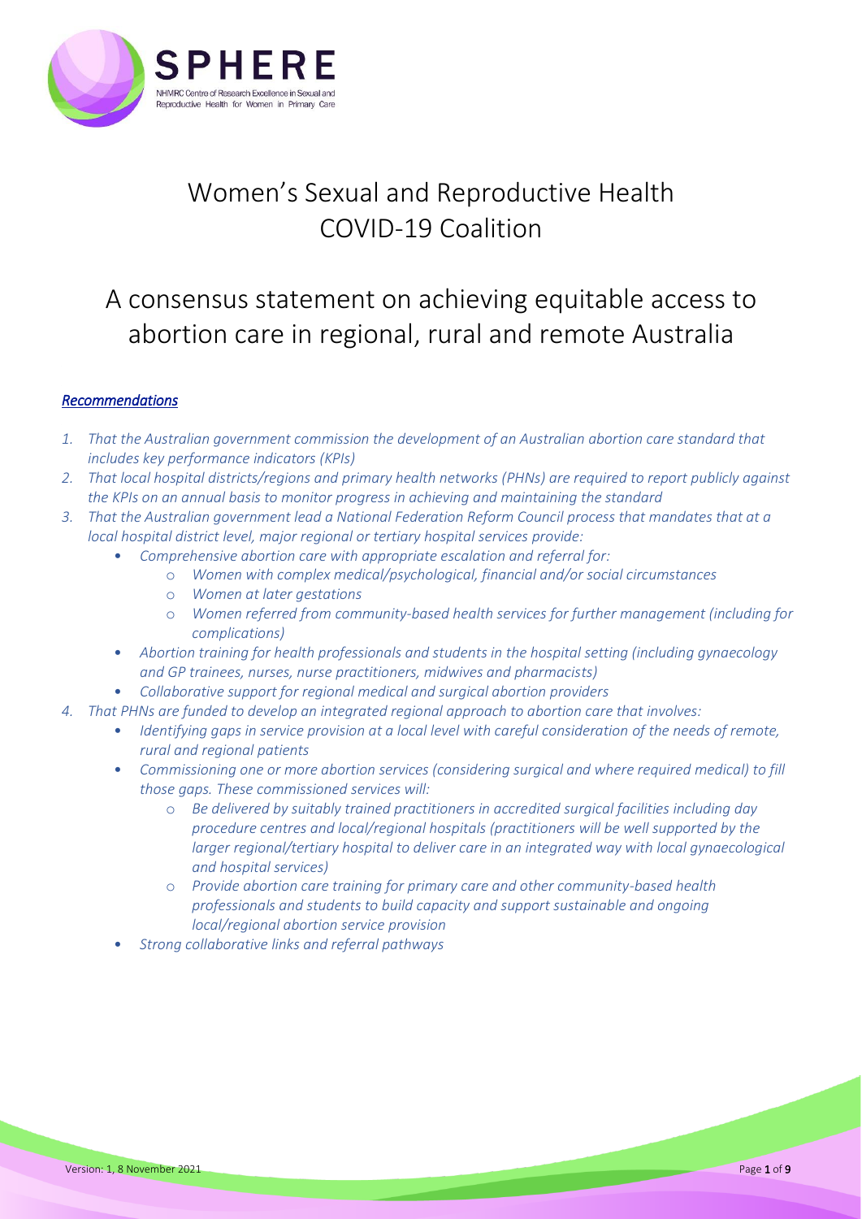SPHERE

NHMRC Centre of Research Excellence in Sexual and Reproductive Health for Women in Primary Care

# Women's Sexual and Reproductive Health COVID-19 Coalition

# A consensus statement on achieving equitable access to abortion care in regional, rural and remote Australia

### ***Recommendations***

1. *That the Australian government commission the development of an Australian abortion care standard that includes key performance indicators (KPIs)*
2. *That local hospital districts/regions and primary health networks (PHNs) are required to report publicly against the KPIs on an annual basis to monitor progress in achieving and maintaining the standard*
3. *That the Australian government lead a National Federation Reform Council process that mandates that at a local hospital district level, major regional or tertiary hospital services provide:*
   - *Comprehensive abortion care with appropriate escalation and referral for:*
     - *Women with complex medical/psychological, financial and/or social circumstances*
     - *Women at later gestations*
     - *Women referred from community-based health services for further management (including for complications)*
   - *Abortion training for health professionals and students in the hospital setting (including gynaecology and GP trainees, nurses, nurse practitioners, midwives and pharmacists)*
   - *Collaborative support for regional medical and surgical abortion providers*
4. *That PHNs are funded to develop an integrated regional approach to abortion care that involves:*
   - *Identifying gaps in service provision at a local level with careful consideration of the needs of remote, rural and regional patients*
   - *Commissioning one or more abortion services (considering surgical and where required medical) to fill those gaps. These commissioned services will:*
     - *Be delivered by suitably trained practitioners in accredited surgical facilities including day procedure centres and local/regional hospitals (practitioners will be well supported by the larger regional/tertiary hospital to deliver care in an integrated way with local gynaecological and hospital services)*
     - *Provide abortion care training for primary care and other community-based health professionals and students to build capacity and support sustainable and ongoing local/regional abortion service provision*
   - *Strong collaborative links and referral pathways*

Version: 1, 8 November 2021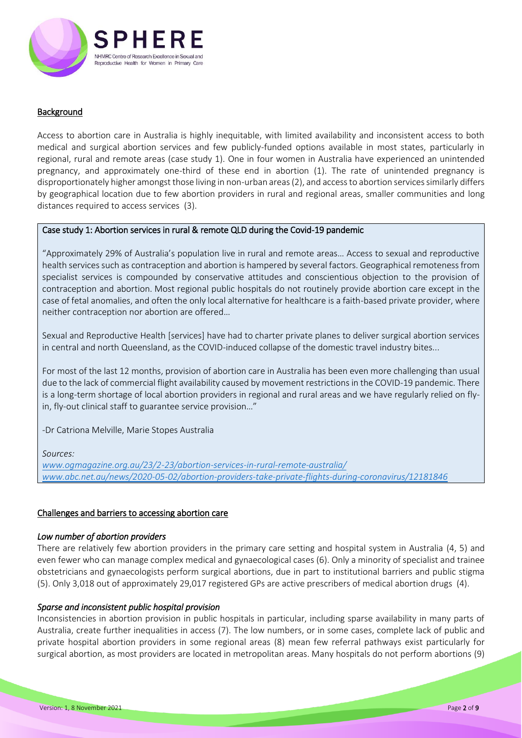## Background

Access to abortion care in Australia is highly inequitable, with limited availability and inconsistent access to both medical and surgical abortion services and few publicly-funded options available in most states, particularly in regional, rural and remote areas (case study 1). One in four women in Australia have experienced an unintended pregnancy, and approximately one-third of these end in abortion (1). The rate of unintended pregnancy is disproportionately higher amongst those living in non-urban areas (2), and access to abortion services similarly differs by geographical location due to few abortion providers in rural and regional areas, smaller communities and long distances required to access services (3).

> **Case study 1: Abortion services in rural & remote QLD during the Covid-19 pandemic**
>
> "Approximately 29% of Australia's population live in rural and remote areas… Access to sexual and reproductive health services such as contraception and abortion is hampered by several factors. Geographical remoteness from specialist services is compounded by conservative attitudes and conscientious objection to the provision of contraception and abortion. Most regional public hospitals do not routinely provide abortion care except in the case of fetal anomalies, and often the only local alternative for healthcare is a faith-based private provider, where neither contraception nor abortion are offered…
>
> Sexual and Reproductive Health [services] have had to charter private planes to deliver surgical abortion services in central and north Queensland, as the COVID-induced collapse of the domestic travel industry bites...
>
> For most of the last 12 months, provision of abortion care in Australia has been even more challenging than usual due to the lack of commercial flight availability caused by movement restrictions in the COVID-19 pandemic. There is a long-term shortage of local abortion providers in regional and rural areas and we have regularly relied on fly-in, fly-out clinical staff to guarantee service provision…"
>
> -Dr Catriona Melville, Marie Stopes Australia
>
> *Sources:*
> *www.ogmagazine.org.au/23/2-23/abortion-services-in-rural-remote-australia/*
> *www.abc.net.au/news/2020-05-02/abortion-providers-take-private-flights-during-coronavirus/12181846*

## Challenges and barriers to accessing abortion care

### *Low number of abortion providers*

There are relatively few abortion providers in the primary care setting and hospital system in Australia (4, 5) and even fewer who can manage complex medical and gynaecological cases (6). Only a minority of specialist and trainee obstetricians and gynaecologists perform surgical abortions, due in part to institutional barriers and public stigma (5). Only 3,018 out of approximately 29,017 registered GPs are active prescribers of medical abortion drugs (4).

### *Sparse and inconsistent public hospital provision*

Inconsistencies in abortion provision in public hospitals in particular, including sparse availability in many parts of Australia, create further inequalities in access (7). The low numbers, or in some cases, complete lack of public and private hospital abortion providers in some regional areas (8) mean few referral pathways exist particularly for surgical abortion, as most providers are located in metropolitan areas. Many hospitals do not perform abortions (9)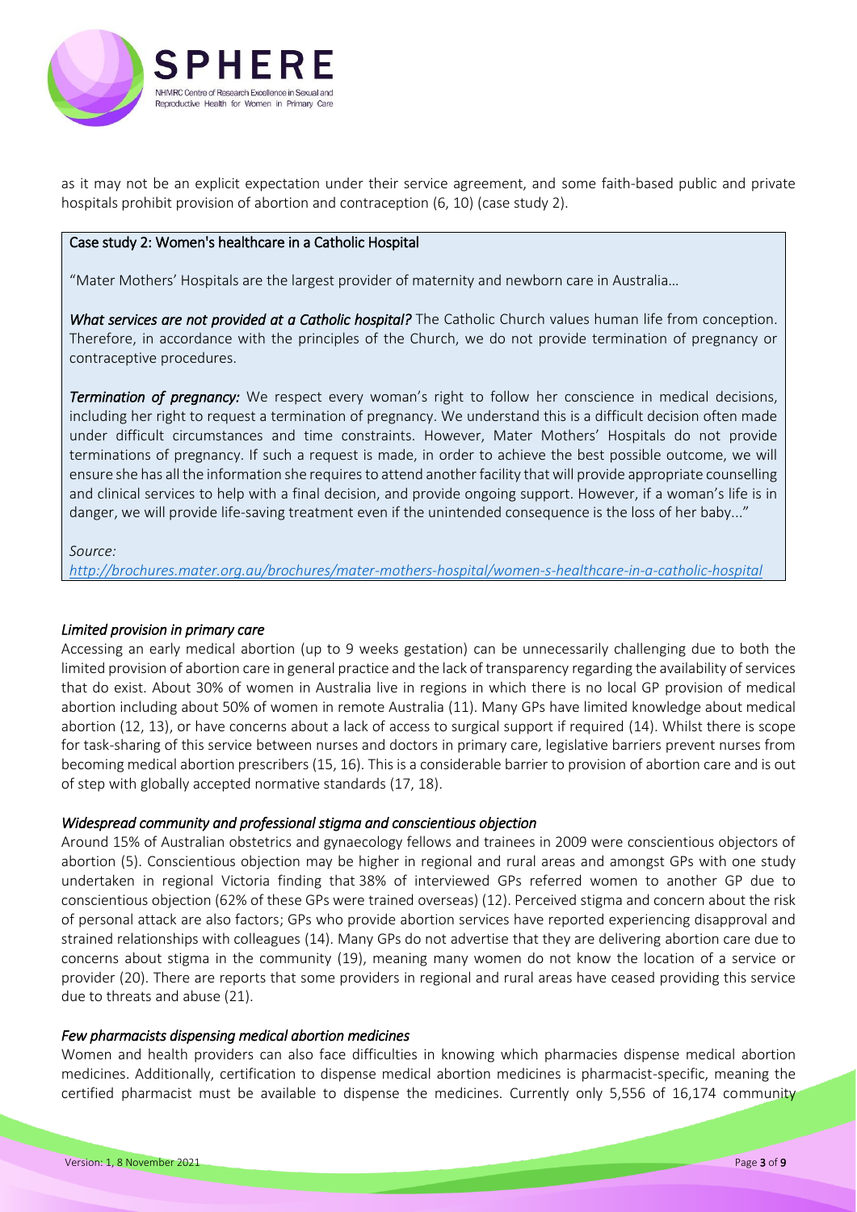as it may not be an explicit expectation under their service agreement, and some faith-based public and private hospitals prohibit provision of abortion and contraception (6, 10) (case study 2).

> **Case study 2: Women's healthcare in a Catholic Hospital**
>
> "Mater Mothers' Hospitals are the largest provider of maternity and newborn care in Australia…
>
> ***What services are not provided at a Catholic hospital?*** The Catholic Church values human life from conception. Therefore, in accordance with the principles of the Church, we do not provide termination of pregnancy or contraceptive procedures.
>
> ***Termination of pregnancy:*** We respect every woman's right to follow her conscience in medical decisions, including her right to request a termination of pregnancy. We understand this is a difficult decision often made under difficult circumstances and time constraints. However, Mater Mothers' Hospitals do not provide terminations of pregnancy. If such a request is made, in order to achieve the best possible outcome, we will ensure she has all the information she requires to attend another facility that will provide appropriate counselling and clinical services to help with a final decision, and provide ongoing support. However, if a woman's life is in danger, we will provide life-saving treatment even if the unintended consequence is the loss of her baby..."
>
> *Source:*
> *http://brochures.mater.org.au/brochures/mater-mothers-hospital/women-s-healthcare-in-a-catholic-hospital*

### *Limited provision in primary care*

Accessing an early medical abortion (up to 9 weeks gestation) can be unnecessarily challenging due to both the limited provision of abortion care in general practice and the lack of transparency regarding the availability of services that do exist. About 30% of women in Australia live in regions in which there is no local GP provision of medical abortion including about 50% of women in remote Australia (11). Many GPs have limited knowledge about medical abortion (12, 13), or have concerns about a lack of access to surgical support if required (14). Whilst there is scope for task-sharing of this service between nurses and doctors in primary care, legislative barriers prevent nurses from becoming medical abortion prescribers (15, 16). This is a considerable barrier to provision of abortion care and is out of step with globally accepted normative standards (17, 18).

### *Widespread community and professional stigma and conscientious objection*

Around 15% of Australian obstetrics and gynaecology fellows and trainees in 2009 were conscientious objectors of abortion (5). Conscientious objection may be higher in regional and rural areas and amongst GPs with one study undertaken in regional Victoria finding that 38% of interviewed GPs referred women to another GP due to conscientious objection (62% of these GPs were trained overseas) (12). Perceived stigma and concern about the risk of personal attack are also factors; GPs who provide abortion services have reported experiencing disapproval and strained relationships with colleagues (14). Many GPs do not advertise that they are delivering abortion care due to concerns about stigma in the community (19), meaning many women do not know the location of a service or provider (20). There are reports that some providers in regional and rural areas have ceased providing this service due to threats and abuse (21).

### *Few pharmacists dispensing medical abortion medicines*

Women and health providers can also face difficulties in knowing which pharmacies dispense medical abortion medicines. Additionally, certification to dispense medical abortion medicines is pharmacist-specific, meaning the certified pharmacist must be available to dispense the medicines. Currently only 5,556 of 16,174 community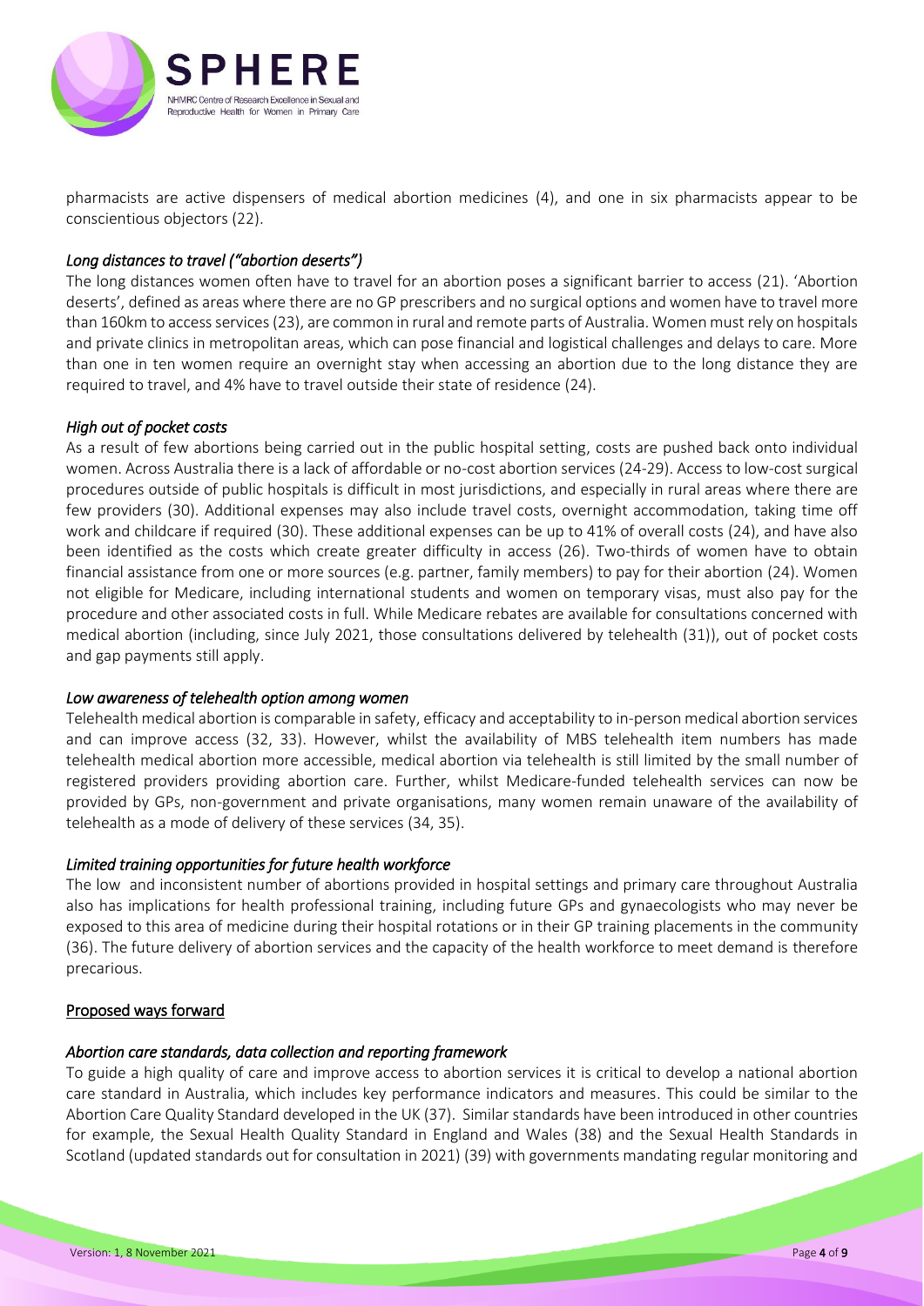pharmacists are active dispensers of medical abortion medicines (4), and one in six pharmacists appear to be conscientious objectors (22).

### *Long distances to travel ("abortion deserts")*

The long distances women often have to travel for an abortion poses a significant barrier to access (21). 'Abortion deserts', defined as areas where there are no GP prescribers and no surgical options and women have to travel more than 160km to access services (23), are common in rural and remote parts of Australia. Women must rely on hospitals and private clinics in metropolitan areas, which can pose financial and logistical challenges and delays to care. More than one in ten women require an overnight stay when accessing an abortion due to the long distance they are required to travel, and 4% have to travel outside their state of residence (24).

### *High out of pocket costs*

As a result of few abortions being carried out in the public hospital setting, costs are pushed back onto individual women. Across Australia there is a lack of affordable or no-cost abortion services (24-29). Access to low-cost surgical procedures outside of public hospitals is difficult in most jurisdictions, and especially in rural areas where there are few providers (30). Additional expenses may also include travel costs, overnight accommodation, taking time off work and childcare if required (30). These additional expenses can be up to 41% of overall costs (24), and have also been identified as the costs which create greater difficulty in access (26). Two-thirds of women have to obtain financial assistance from one or more sources (e.g. partner, family members) to pay for their abortion (24). Women not eligible for Medicare, including international students and women on temporary visas, must also pay for the procedure and other associated costs in full. While Medicare rebates are available for consultations concerned with medical abortion (including, since July 2021, those consultations delivered by telehealth (31)), out of pocket costs and gap payments still apply.

### *Low awareness of telehealth option among women*

Telehealth medical abortion is comparable in safety, efficacy and acceptability to in-person medical abortion services and can improve access (32, 33). However, whilst the availability of MBS telehealth item numbers has made telehealth medical abortion more accessible, medical abortion via telehealth is still limited by the small number of registered providers providing abortion care. Further, whilst Medicare-funded telehealth services can now be provided by GPs, non-government and private organisations, many women remain unaware of the availability of telehealth as a mode of delivery of these services (34, 35).

### *Limited training opportunities for future health workforce*

The low and inconsistent number of abortions provided in hospital settings and primary care throughout Australia also has implications for health professional training, including future GPs and gynaecologists who may never be exposed to this area of medicine during their hospital rotations or in their GP training placements in the community (36). The future delivery of abortion services and the capacity of the health workforce to meet demand is therefore precarious.

## Proposed ways forward

### *Abortion care standards, data collection and reporting framework*

To guide a high quality of care and improve access to abortion services it is critical to develop a national abortion care standard in Australia, which includes key performance indicators and measures. This could be similar to the Abortion Care Quality Standard developed in the UK (37). Similar standards have been introduced in other countries for example, the Sexual Health Quality Standard in England and Wales (38) and the Sexual Health Standards in Scotland (updated standards out for consultation in 2021) (39) with governments mandating regular monitoring and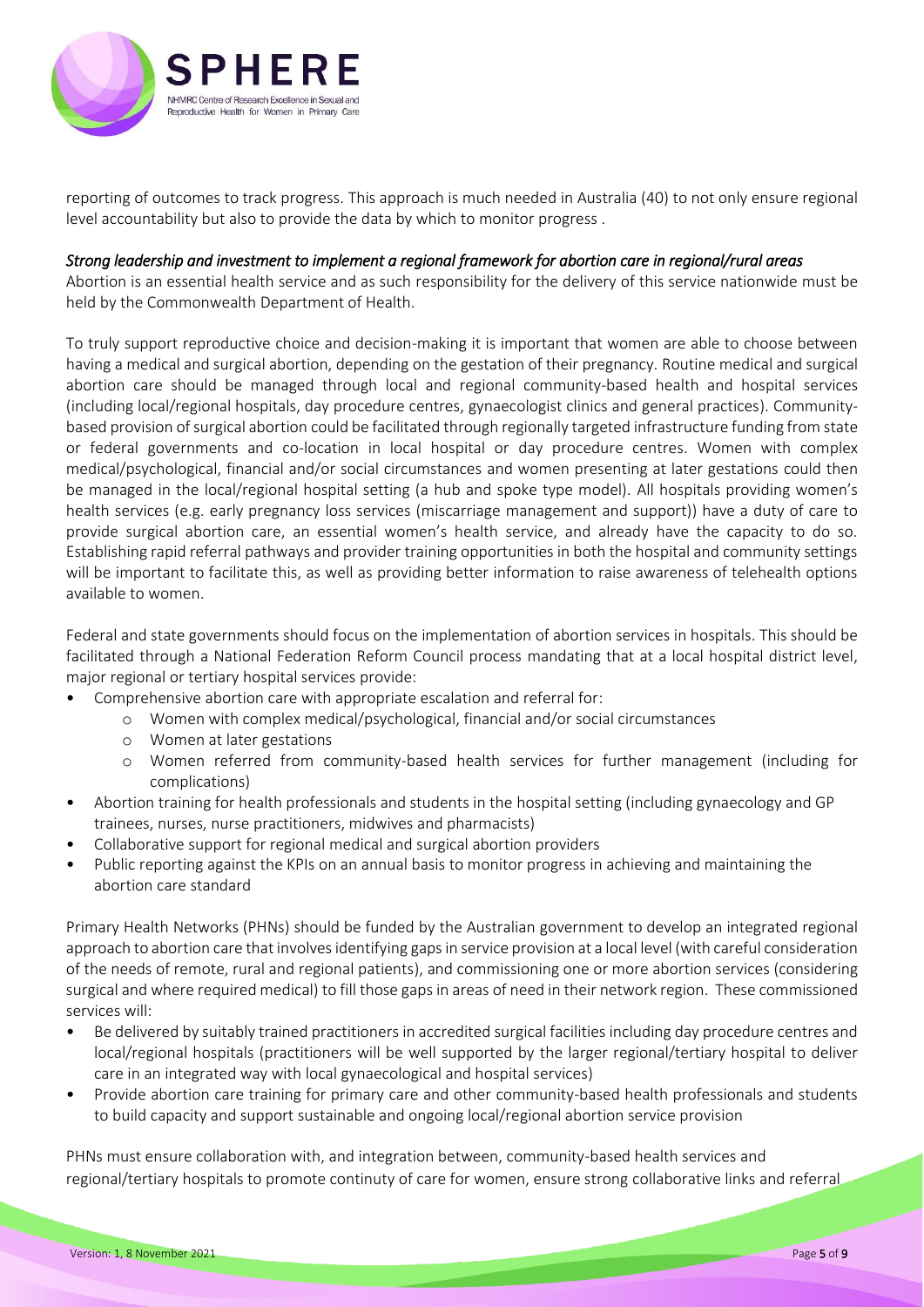reporting of outcomes to track progress. This approach is much needed in Australia (40) to not only ensure regional level accountability but also to provide the data by which to monitor progress .

*Strong leadership and investment to implement a regional framework for abortion care in regional/rural areas*

Abortion is an essential health service and as such responsibility for the delivery of this service nationwide must be held by the Commonwealth Department of Health.

To truly support reproductive choice and decision-making it is important that women are able to choose between having a medical and surgical abortion, depending on the gestation of their pregnancy. Routine medical and surgical abortion care should be managed through local and regional community-based health and hospital services (including local/regional hospitals, day procedure centres, gynaecologist clinics and general practices). Community-based provision of surgical abortion could be facilitated through regionally targeted infrastructure funding from state or federal governments and co-location in local hospital or day procedure centres. Women with complex medical/psychological, financial and/or social circumstances and women presenting at later gestations could then be managed in the local/regional hospital setting (a hub and spoke type model). All hospitals providing women's health services (e.g. early pregnancy loss services (miscarriage management and support)) have a duty of care to provide surgical abortion care, an essential women's health service, and already have the capacity to do so. Establishing rapid referral pathways and provider training opportunities in both the hospital and community settings will be important to facilitate this, as well as providing better information to raise awareness of telehealth options available to women.

Federal and state governments should focus on the implementation of abortion services in hospitals. This should be facilitated through a National Federation Reform Council process mandating that at a local hospital district level, major regional or tertiary hospital services provide:

- Comprehensive abortion care with appropriate escalation and referral for:
  - Women with complex medical/psychological, financial and/or social circumstances
  - Women at later gestations
  - Women referred from community-based health services for further management (including for complications)
- Abortion training for health professionals and students in the hospital setting (including gynaecology and GP trainees, nurses, nurse practitioners, midwives and pharmacists)
- Collaborative support for regional medical and surgical abortion providers
- Public reporting against the KPIs on an annual basis to monitor progress in achieving and maintaining the abortion care standard

Primary Health Networks (PHNs) should be funded by the Australian government to develop an integrated regional approach to abortion care that involves identifying gaps in service provision at a local level (with careful consideration of the needs of remote, rural and regional patients), and commissioning one or more abortion services (considering surgical and where required medical) to fill those gaps in areas of need in their network region. These commissioned services will:

- Be delivered by suitably trained practitioners in accredited surgical facilities including day procedure centres and local/regional hospitals (practitioners will be well supported by the larger regional/tertiary hospital to deliver care in an integrated way with local gynaecological and hospital services)
- Provide abortion care training for primary care and other community-based health professionals and students to build capacity and support sustainable and ongoing local/regional abortion service provision

PHNs must ensure collaboration with, and integration between, community-based health services and regional/tertiary hospitals to promote continuity of care for women, ensure strong collaborative links and referral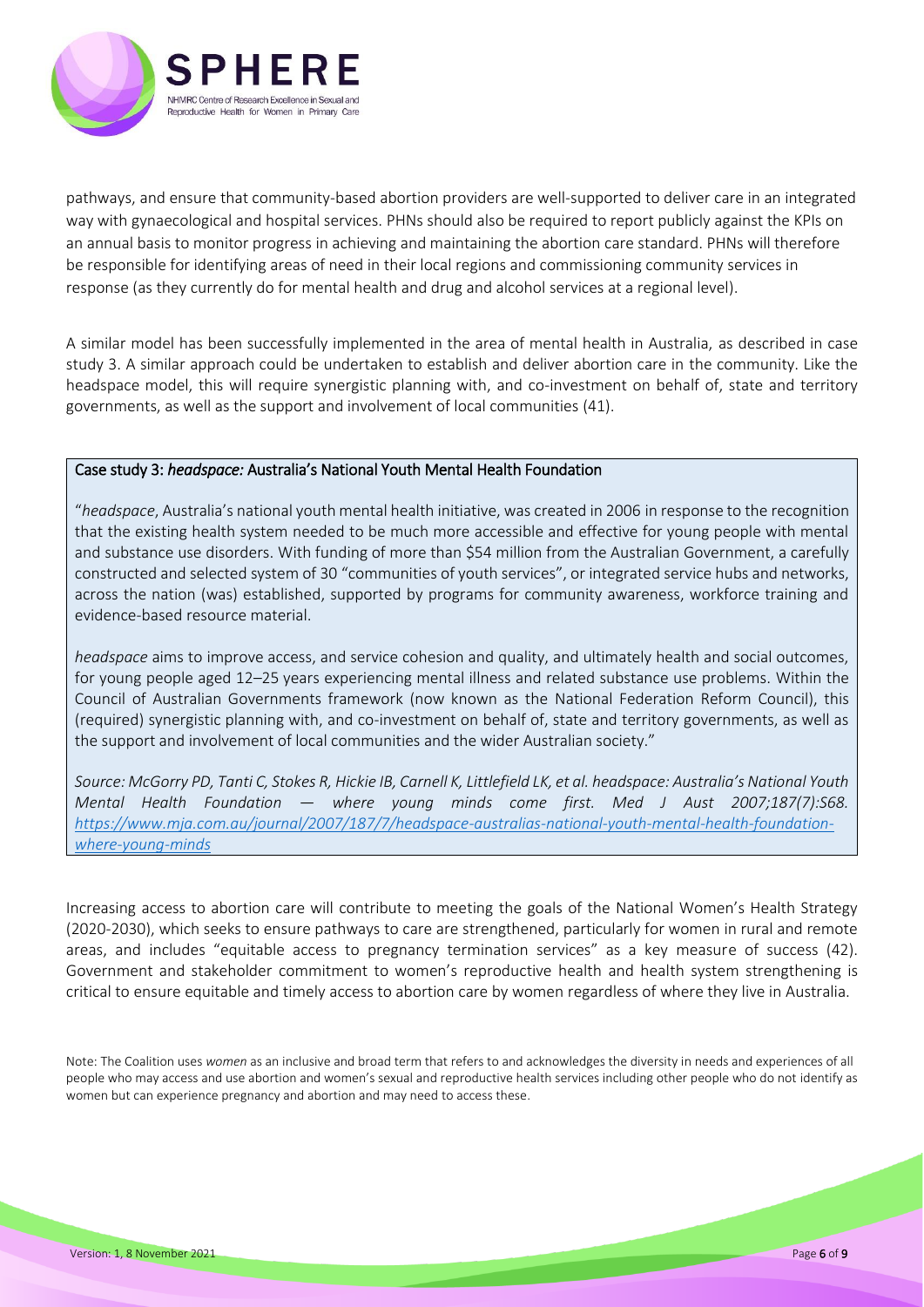pathways, and ensure that community-based abortion providers are well-supported to deliver care in an integrated way with gynaecological and hospital services. PHNs should also be required to report publicly against the KPIs on an annual basis to monitor progress in achieving and maintaining the abortion care standard. PHNs will therefore be responsible for identifying areas of need in their local regions and commissioning community services in response (as they currently do for mental health and drug and alcohol services at a regional level).

A similar model has been successfully implemented in the area of mental health in Australia, as described in case study 3. A similar approach could be undertaken to establish and deliver abortion care in the community. Like the headspace model, this will require synergistic planning with, and co-investment on behalf of, state and territory governments, as well as the support and involvement of local communities (41).

> **Case study 3: *headspace:* Australia's National Youth Mental Health Foundation**
>
> "*headspace*, Australia's national youth mental health initiative, was created in 2006 in response to the recognition that the existing health system needed to be much more accessible and effective for young people with mental and substance use disorders. With funding of more than $54 million from the Australian Government, a carefully constructed and selected system of 30 "communities of youth services", or integrated service hubs and networks, across the nation (was) established, supported by programs for community awareness, workforce training and evidence-based resource material.
>
> *headspace* aims to improve access, and service cohesion and quality, and ultimately health and social outcomes, for young people aged 12–25 years experiencing mental illness and related substance use problems. Within the Council of Australian Governments framework (now known as the National Federation Reform Council), this (required) synergistic planning with, and co-investment on behalf of, state and territory governments, as well as the support and involvement of local communities and the wider Australian society."
>
> *Source: McGorry PD, Tanti C, Stokes R, Hickie IB, Carnell K, Littlefield LK, et al. headspace: Australia's National Youth Mental Health Foundation — where young minds come first. Med J Aust 2007;187(7):S68. [https://www.mja.com.au/journal/2007/187/7/headspace-australias-national-youth-mental-health-foundation-where-young-minds](https://www.mja.com.au/journal/2007/187/7/headspace-australias-national-youth-mental-health-foundation-where-young-minds)*

Increasing access to abortion care will contribute to meeting the goals of the National Women's Health Strategy (2020-2030), which seeks to ensure pathways to care are strengthened, particularly for women in rural and remote areas, and includes "equitable access to pregnancy termination services" as a key measure of success (42). Government and stakeholder commitment to women's reproductive health and health system strengthening is critical to ensure equitable and timely access to abortion care by women regardless of where they live in Australia.

Note: The Coalition uses *women* as an inclusive and broad term that refers to and acknowledges the diversity in needs and experiences of all people who may access and use abortion and women's sexual and reproductive health services including other people who do not identify as women but can experience pregnancy and abortion and may need to access these.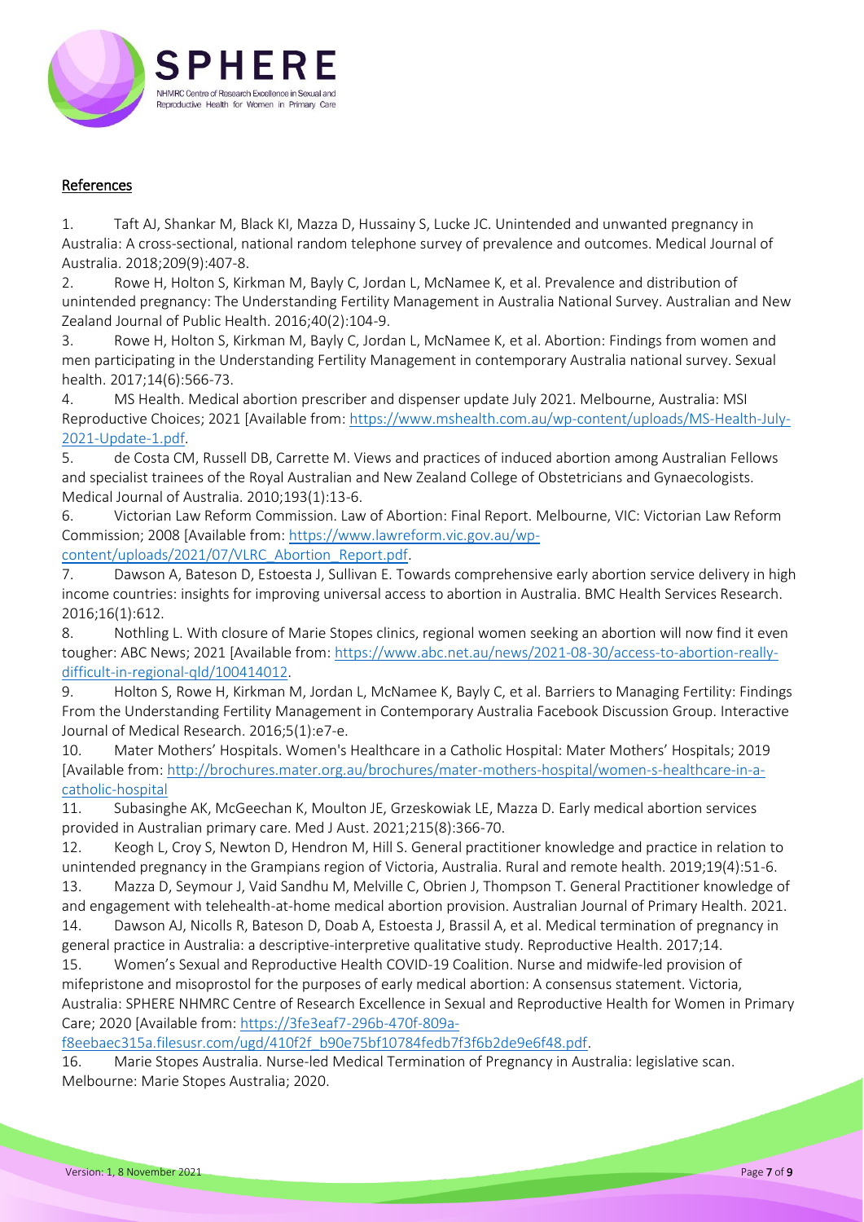## References

1. Taft AJ, Shankar M, Black KI, Mazza D, Hussainy S, Lucke JC. Unintended and unwanted pregnancy in Australia: A cross-sectional, national random telephone survey of prevalence and outcomes. Medical Journal of Australia. 2018;209(9):407-8.
2. Rowe H, Holton S, Kirkman M, Bayly C, Jordan L, McNamee K, et al. Prevalence and distribution of unintended pregnancy: The Understanding Fertility Management in Australia National Survey. Australian and New Zealand Journal of Public Health. 2016;40(2):104-9.
3. Rowe H, Holton S, Kirkman M, Bayly C, Jordan L, McNamee K, et al. Abortion: Findings from women and men participating in the Understanding Fertility Management in contemporary Australia national survey. Sexual health. 2017;14(6):566-73.
4. MS Health. Medical abortion prescriber and dispenser update July 2021. Melbourne, Australia: MSI Reproductive Choices; 2021 [Available from: https://www.mshealth.com.au/wp-content/uploads/MS-Health-July-2021-Update-1.pdf.
5. de Costa CM, Russell DB, Carrette M. Views and practices of induced abortion among Australian Fellows and specialist trainees of the Royal Australian and New Zealand College of Obstetricians and Gynaecologists. Medical Journal of Australia. 2010;193(1):13-6.
6. Victorian Law Reform Commission. Law of Abortion: Final Report. Melbourne, VIC: Victorian Law Reform Commission; 2008 [Available from: https://www.lawreform.vic.gov.au/wp-content/uploads/2021/07/VLRC_Abortion_Report.pdf.
7. Dawson A, Bateson D, Estoesta J, Sullivan E. Towards comprehensive early abortion service delivery in high income countries: insights for improving universal access to abortion in Australia. BMC Health Services Research. 2016;16(1):612.
8. Nothling L. With closure of Marie Stopes clinics, regional women seeking an abortion will now find it even tougher: ABC News; 2021 [Available from: https://www.abc.net.au/news/2021-08-30/access-to-abortion-really-difficult-in-regional-qld/100414012.
9. Holton S, Rowe H, Kirkman M, Jordan L, McNamee K, Bayly C, et al. Barriers to Managing Fertility: Findings From the Understanding Fertility Management in Contemporary Australia Facebook Discussion Group. Interactive Journal of Medical Research. 2016;5(1):e7-e.
10. Mater Mothers' Hospitals. Women's Healthcare in a Catholic Hospital: Mater Mothers' Hospitals; 2019 [Available from: http://brochures.mater.org.au/brochures/mater-mothers-hospital/women-s-healthcare-in-a-catholic-hospital
11. Subasinghe AK, McGeechan K, Moulton JE, Grzeskowiak LE, Mazza D. Early medical abortion services provided in Australian primary care. Med J Aust. 2021;215(8):366-70.
12. Keogh L, Croy S, Newton D, Hendron M, Hill S. General practitioner knowledge and practice in relation to unintended pregnancy in the Grampians region of Victoria, Australia. Rural and remote health. 2019;19(4):51-6.
13. Mazza D, Seymour J, Vaid Sandhu M, Melville C, Obrien J, Thompson T. General Practitioner knowledge of and engagement with telehealth-at-home medical abortion provision. Australian Journal of Primary Health. 2021.
14. Dawson AJ, Nicolls R, Bateson D, Doab A, Estoesta J, Brassil A, et al. Medical termination of pregnancy in general practice in Australia: a descriptive-interpretive qualitative study. Reproductive Health. 2017;14.
15. Women's Sexual and Reproductive Health COVID-19 Coalition. Nurse and midwife-led provision of mifepristone and misoprostol for the purposes of early medical abortion: A consensus statement. Victoria, Australia: SPHERE NHMRC Centre of Research Excellence in Sexual and Reproductive Health for Women in Primary Care; 2020 [Available from: https://3fe3eaf7-296b-470f-809a-f8eebaec315a.filesusr.com/ugd/410f2f_b90e75bf10784fedb7f3f6b2de9e6f48.pdf.
16. Marie Stopes Australia. Nurse-led Medical Termination of Pregnancy in Australia: legislative scan. Melbourne: Marie Stopes Australia; 2020.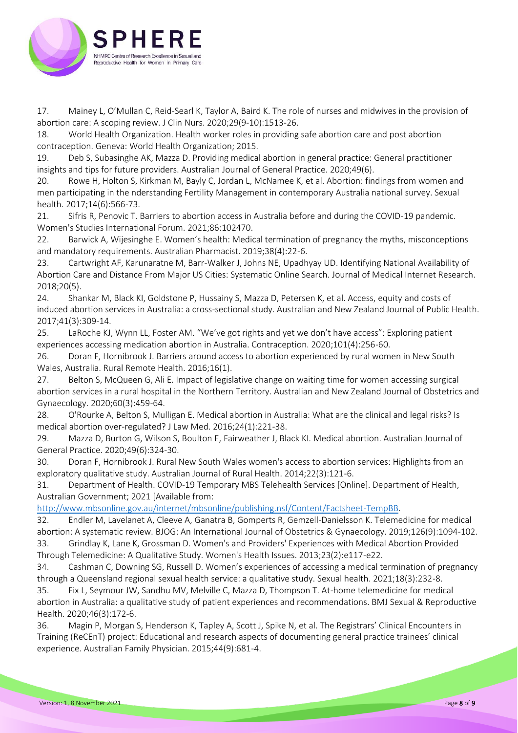17. Mainey L, O'Mullan C, Reid-Searl K, Taylor A, Baird K. The role of nurses and midwives in the provision of abortion care: A scoping review. J Clin Nurs. 2020;29(9-10):1513-26.
18. World Health Organization. Health worker roles in providing safe abortion care and post abortion contraception. Geneva: World Health Organization; 2015.
19. Deb S, Subasinghe AK, Mazza D. Providing medical abortion in general practice: General practitioner insights and tips for future providers. Australian Journal of General Practice. 2020;49(6).
20. Rowe H, Holton S, Kirkman M, Bayly C, Jordan L, McNamee K, et al. Abortion: findings from women and men participating in the nderstanding Fertility Management in contemporary Australia national survey. Sexual health. 2017;14(6):566-73.
21. Sifris R, Penovic T. Barriers to abortion access in Australia before and during the COVID-19 pandemic. Women's Studies International Forum. 2021;86:102470.
22. Barwick A, Wijesinghe E. Women's health: Medical termination of pregnancy the myths, misconceptions and mandatory requirements. Australian Pharmacist. 2019;38(4):22-6.
23. Cartwright AF, Karunaratne M, Barr-Walker J, Johns NE, Upadhyay UD. Identifying National Availability of Abortion Care and Distance From Major US Cities: Systematic Online Search. Journal of Medical Internet Research. 2018;20(5).
24. Shankar M, Black KI, Goldstone P, Hussainy S, Mazza D, Petersen K, et al. Access, equity and costs of induced abortion services in Australia: a cross-sectional study. Australian and New Zealand Journal of Public Health. 2017;41(3):309-14.
25. LaRoche KJ, Wynn LL, Foster AM. "We've got rights and yet we don't have access": Exploring patient experiences accessing medication abortion in Australia. Contraception. 2020;101(4):256-60.
26. Doran F, Hornibrook J. Barriers around access to abortion experienced by rural women in New South Wales, Australia. Rural Remote Health. 2016;16(1).
27. Belton S, McQueen G, Ali E. Impact of legislative change on waiting time for women accessing surgical abortion services in a rural hospital in the Northern Territory. Australian and New Zealand Journal of Obstetrics and Gynaecology. 2020;60(3):459-64.
28. O'Rourke A, Belton S, Mulligan E. Medical abortion in Australia: What are the clinical and legal risks? Is medical abortion over-regulated? J Law Med. 2016;24(1):221-38.
29. Mazza D, Burton G, Wilson S, Boulton E, Fairweather J, Black KI. Medical abortion. Australian Journal of General Practice. 2020;49(6):324-30.
30. Doran F, Hornibrook J. Rural New South Wales women's access to abortion services: Highlights from an exploratory qualitative study. Australian Journal of Rural Health. 2014;22(3):121-6.
31. Department of Health. COVID-19 Temporary MBS Telehealth Services [Online]. Department of Health, Australian Government; 2021 [Available from: http://www.mbsonline.gov.au/internet/mbsonline/publishing.nsf/Content/Factsheet-TempBB.
32. Endler M, Lavelanet A, Cleeve A, Ganatra B, Gomperts R, Gemzell-Danielsson K. Telemedicine for medical abortion: A systematic review. BJOG: An International Journal of Obstetrics & Gynaecology. 2019;126(9):1094-102.
33. Grindlay K, Lane K, Grossman D. Women's and Providers' Experiences with Medical Abortion Provided Through Telemedicine: A Qualitative Study. Women's Health Issues. 2013;23(2):e117-e22.
34. Cashman C, Downing SG, Russell D. Women's experiences of accessing a medical termination of pregnancy through a Queensland regional sexual health service: a qualitative study. Sexual health. 2021;18(3):232-8.
35. Fix L, Seymour JW, Sandhu MV, Melville C, Mazza D, Thompson T. At-home telemedicine for medical abortion in Australia: a qualitative study of patient experiences and recommendations. BMJ Sexual & Reproductive Health. 2020;46(3):172-6.
36. Magin P, Morgan S, Henderson K, Tapley A, Scott J, Spike N, et al. The Registrars' Clinical Encounters in Training (ReCEnT) project: Educational and research aspects of documenting general practice trainees' clinical experience. Australian Family Physician. 2015;44(9):681-4.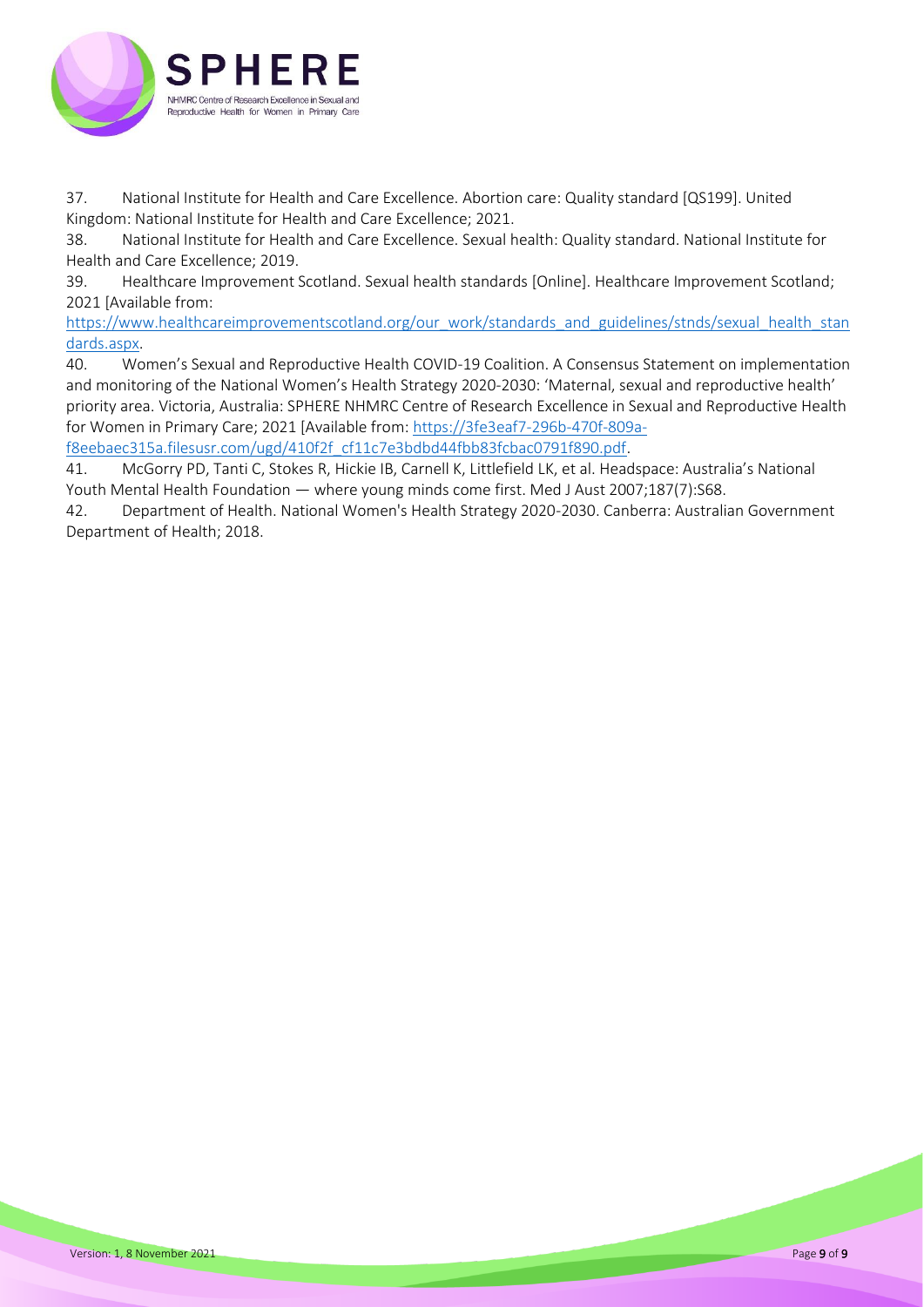37. National Institute for Health and Care Excellence. Abortion care: Quality standard [QS199]. United Kingdom: National Institute for Health and Care Excellence; 2021.
38. National Institute for Health and Care Excellence. Sexual health: Quality standard. National Institute for Health and Care Excellence; 2019.
39. Healthcare Improvement Scotland. Sexual health standards [Online]. Healthcare Improvement Scotland; 2021 [Available from: https://www.healthcareimprovementscotland.org/our_work/standards_and_guidelines/stnds/sexual_health_standards.aspx.
40. Women's Sexual and Reproductive Health COVID-19 Coalition. A Consensus Statement on implementation and monitoring of the National Women's Health Strategy 2020-2030: 'Maternal, sexual and reproductive health' priority area. Victoria, Australia: SPHERE NHMRC Centre of Research Excellence in Sexual and Reproductive Health for Women in Primary Care; 2021 [Available from: https://3fe3eaf7-296b-470f-809a-f8eebaec315a.filesusr.com/ugd/410f2f_cf11c7e3bdbd44fbb83fcbac0791f890.pdf.
41. McGorry PD, Tanti C, Stokes R, Hickie IB, Carnell K, Littlefield LK, et al. Headspace: Australia's National Youth Mental Health Foundation — where young minds come first. Med J Aust 2007;187(7):S68.
42. Department of Health. National Women's Health Strategy 2020-2030. Canberra: Australian Government Department of Health; 2018.